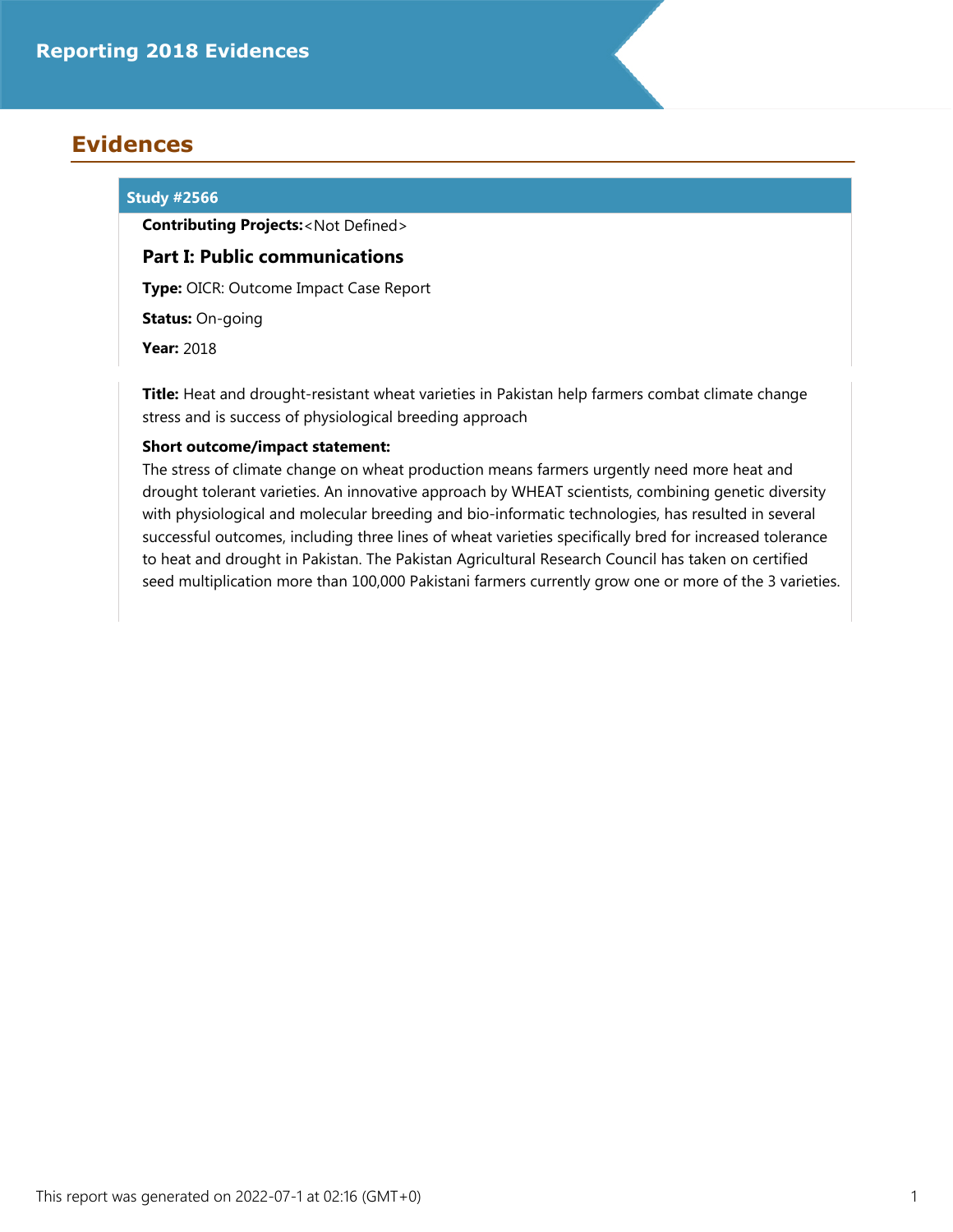# Reporting 2018 Evidences

## Evidences

### Study #2566

**Contributing Projects:**<Not Defined>

#### Part I: Public communications

**Type:** OICR: Outcome Impact Case Report

**Status:** On-going

**Year:** 2018

**Title:** Heat and drought-resistant wheat varieties in Pakistan help farmers combat climate change stress and is success of physiological breeding approach

**Short outcome/impact statement:**
The stress of climate change on wheat production means farmers urgently need more heat and drought tolerant varieties. An innovative approach by WHEAT scientists, combining genetic diversity with physiological and molecular breeding and bio-informatic technologies, has resulted in several successful outcomes, including three lines of wheat varieties specifically bred for increased tolerance to heat and drought in Pakistan. The Pakistan Agricultural Research Council has taken on certified seed multiplication more than 100,000 Pakistani farmers currently grow one or more of the 3 varieties.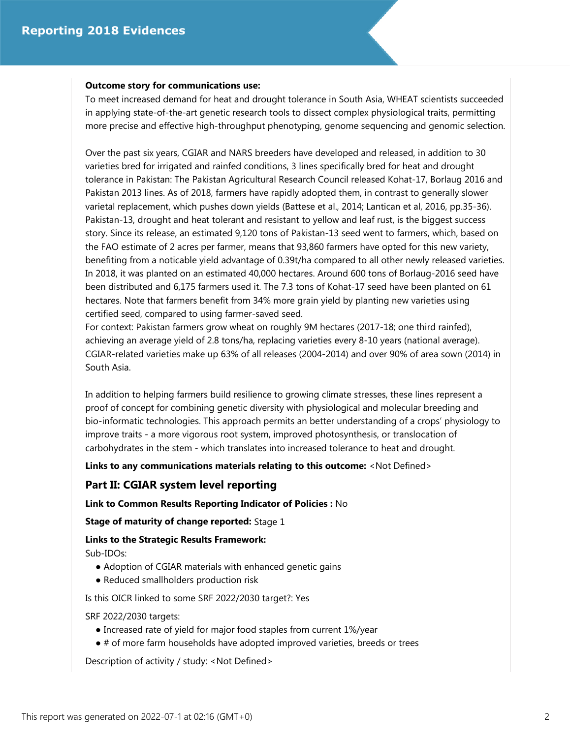**Outcome story for communications use:**
To meet increased demand for heat and drought tolerance in South Asia, WHEAT scientists succeeded in applying state-of-the-art genetic research tools to dissect complex physiological traits, permitting more precise and effective high-throughput phenotyping, genome sequencing and genomic selection.

Over the past six years, CGIAR and NARS breeders have developed and released, in addition to 30 varieties bred for irrigated and rainfed conditions, 3 lines specifically bred for heat and drought tolerance in Pakistan: The Pakistan Agricultural Research Council released Kohat-17, Borlaug 2016 and Pakistan 2013 lines. As of 2018, farmers have rapidly adopted them, in contrast to generally slower varietal replacement, which pushes down yields (Battese et al., 2014; Lantican et al, 2016, pp.35-36). Pakistan-13, drought and heat tolerant and resistant to yellow and leaf rust, is the biggest success story. Since its release, an estimated 9,120 tons of Pakistan-13 seed went to farmers, which, based on the FAO estimate of 2 acres per farmer, means that 93,860 farmers have opted for this new variety, benefiting from a noticable yield advantage of 0.39t/ha compared to all other newly released varieties. In 2018, it was planted on an estimated 40,000 hectares. Around 600 tons of Borlaug-2016 seed have been distributed and 6,175 farmers used it. The 7.3 tons of Kohat-17 seed have been planted on 61 hectares. Note that farmers benefit from 34% more grain yield by planting new varieties using certified seed, compared to using farmer-saved seed.
For context: Pakistan farmers grow wheat on roughly 9M hectares (2017-18; one third rainfed), achieving an average yield of 2.8 tons/ha, replacing varieties every 8-10 years (national average). CGIAR-related varieties make up 63% of all releases (2004-2014) and over 90% of area sown (2014) in South Asia.

In addition to helping farmers build resilience to growing climate stresses, these lines represent a proof of concept for combining genetic diversity with physiological and molecular breeding and bio-informatic technologies. This approach permits an better understanding of a crops' physiology to improve traits - a more vigorous root system, improved photosynthesis, or translocation of carbohydrates in the stem - which translates into increased tolerance to heat and drought.

**Links to any communications materials relating to this outcome:** <Not Defined>

## Part II: CGIAR system level reporting

**Link to Common Results Reporting Indicator of Policies :** No

**Stage of maturity of change reported:** Stage 1

**Links to the Strategic Results Framework:**

Sub-IDOs:

- Adoption of CGIAR materials with enhanced genetic gains
- Reduced smallholders production risk

Is this OICR linked to some SRF 2022/2030 target?: Yes

SRF 2022/2030 targets:

- Increased rate of yield for major food staples from current 1%/year
- # of more farm households have adopted improved varieties, breeds or trees

Description of activity / study: <Not Defined>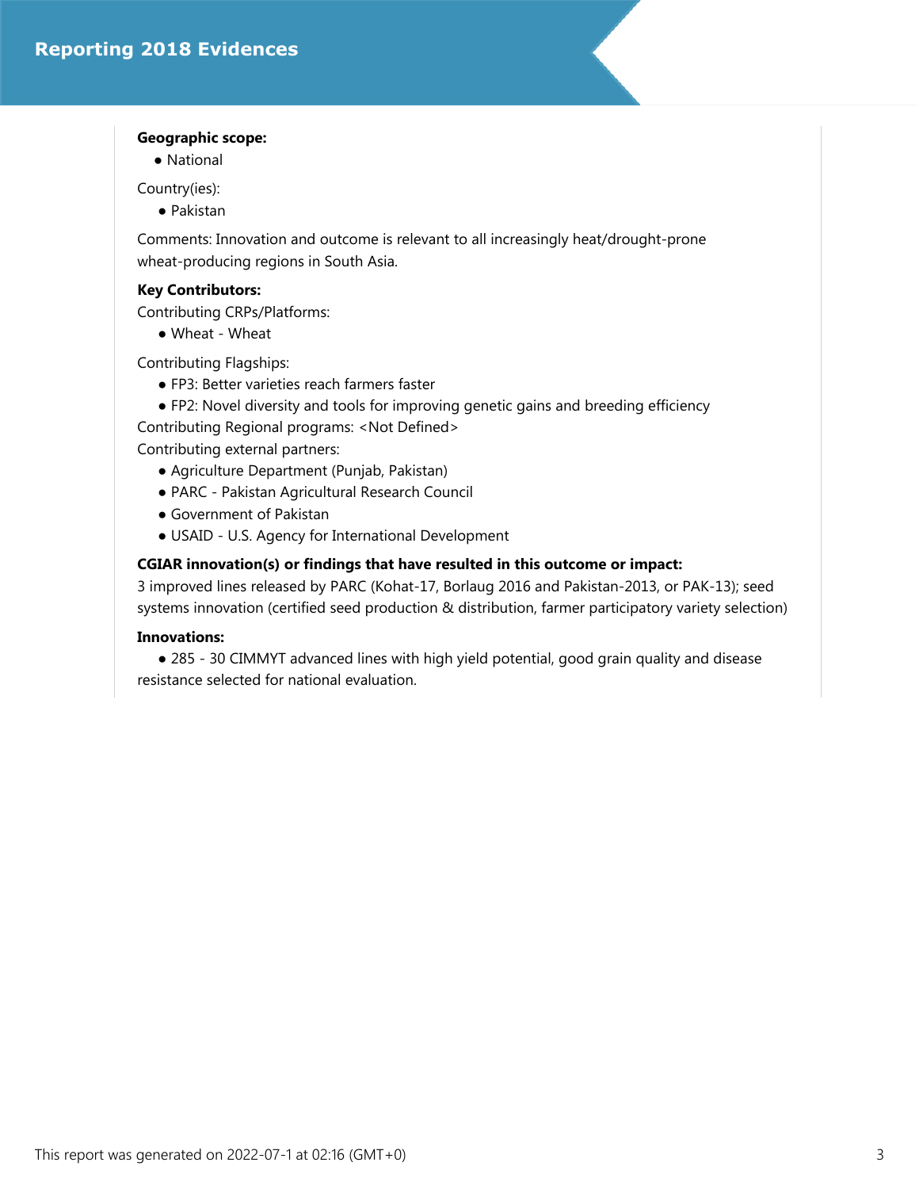**Geographic scope:**

- National

Country(ies):

- Pakistan

Comments: Innovation and outcome is relevant to all increasingly heat/drought-prone wheat-producing regions in South Asia.

**Key Contributors:**

Contributing CRPs/Platforms:

- Wheat - Wheat

Contributing Flagships:

- FP3: Better varieties reach farmers faster
- FP2: Novel diversity and tools for improving genetic gains and breeding efficiency

Contributing Regional programs: <Not Defined>

Contributing external partners:

- Agriculture Department (Punjab, Pakistan)
- PARC - Pakistan Agricultural Research Council
- Government of Pakistan
- USAID - U.S. Agency for International Development

**CGIAR innovation(s) or findings that have resulted in this outcome or impact:**

3 improved lines released by PARC (Kohat-17, Borlaug 2016 and Pakistan-2013, or PAK-13); seed systems innovation (certified seed production & distribution, farmer participatory variety selection)

**Innovations:**

- 285 - 30 CIMMYT advanced lines with high yield potential, good grain quality and disease resistance selected for national evaluation.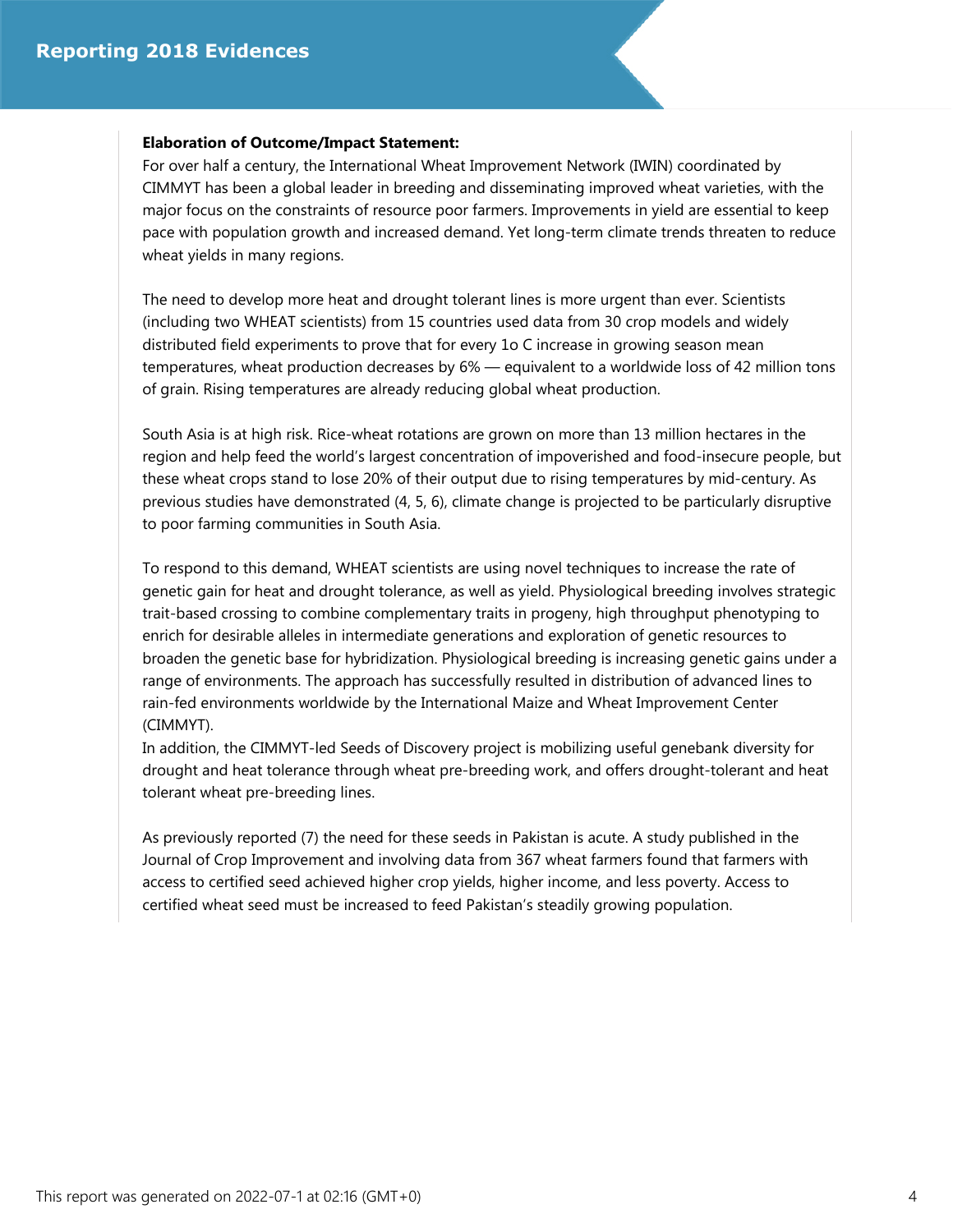**Elaboration of Outcome/Impact Statement:**

For over half a century, the International Wheat Improvement Network (IWIN) coordinated by CIMMYT has been a global leader in breeding and disseminating improved wheat varieties, with the major focus on the constraints of resource poor farmers. Improvements in yield are essential to keep pace with population growth and increased demand. Yet long-term climate trends threaten to reduce wheat yields in many regions.

The need to develop more heat and drought tolerant lines is more urgent than ever. Scientists (including two WHEAT scientists) from 15 countries used data from 30 crop models and widely distributed field experiments to prove that for every 1o C increase in growing season mean temperatures, wheat production decreases by 6% — equivalent to a worldwide loss of 42 million tons of grain. Rising temperatures are already reducing global wheat production.

South Asia is at high risk. Rice-wheat rotations are grown on more than 13 million hectares in the region and help feed the world's largest concentration of impoverished and food-insecure people, but these wheat crops stand to lose 20% of their output due to rising temperatures by mid-century. As previous studies have demonstrated (4, 5, 6), climate change is projected to be particularly disruptive to poor farming communities in South Asia.

To respond to this demand, WHEAT scientists are using novel techniques to increase the rate of genetic gain for heat and drought tolerance, as well as yield. Physiological breeding involves strategic trait-based crossing to combine complementary traits in progeny, high throughput phenotyping to enrich for desirable alleles in intermediate generations and exploration of genetic resources to broaden the genetic base for hybridization. Physiological breeding is increasing genetic gains under a range of environments. The approach has successfully resulted in distribution of advanced lines to rain-fed environments worldwide by the International Maize and Wheat Improvement Center (CIMMYT).

In addition, the CIMMYT-led Seeds of Discovery project is mobilizing useful genebank diversity for drought and heat tolerance through wheat pre-breeding work, and offers drought-tolerant and heat tolerant wheat pre-breeding lines.

As previously reported (7) the need for these seeds in Pakistan is acute. A study published in the Journal of Crop Improvement and involving data from 367 wheat farmers found that farmers with access to certified seed achieved higher crop yields, higher income, and less poverty. Access to certified wheat seed must be increased to feed Pakistan's steadily growing population.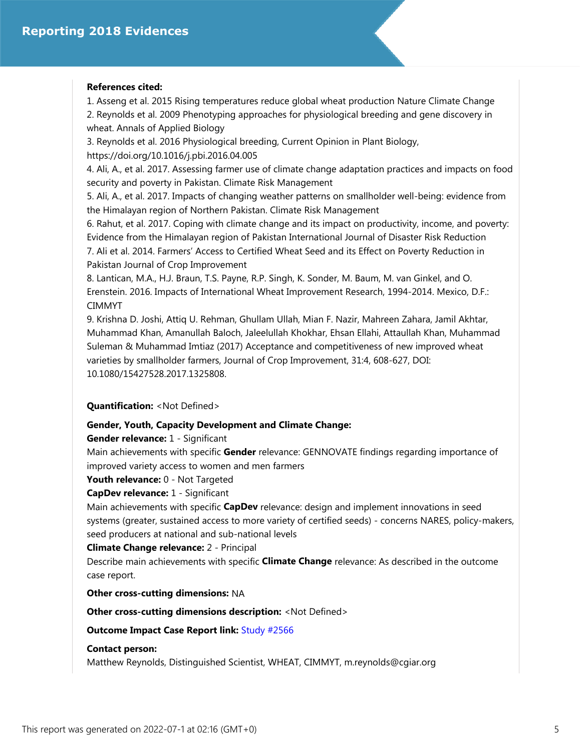**References cited:**

1. Asseng et al. 2015 Rising temperatures reduce global wheat production Nature Climate Change
2. Reynolds et al. 2009 Phenotyping approaches for physiological breeding and gene discovery in wheat. Annals of Applied Biology
3. Reynolds et al. 2016 Physiological breeding, Current Opinion in Plant Biology, https://doi.org/10.1016/j.pbi.2016.04.005
4. Ali, A., et al. 2017. Assessing farmer use of climate change adaptation practices and impacts on food security and poverty in Pakistan. Climate Risk Management
5. Ali, A., et al. 2017. Impacts of changing weather patterns on smallholder well-being: evidence from the Himalayan region of Northern Pakistan. Climate Risk Management
6. Rahut, et al. 2017. Coping with climate change and its impact on productivity, income, and poverty: Evidence from the Himalayan region of Pakistan International Journal of Disaster Risk Reduction
7. Ali et al. 2014. Farmers' Access to Certified Wheat Seed and its Effect on Poverty Reduction in Pakistan Journal of Crop Improvement
8. Lantican, M.A., H.J. Braun, T.S. Payne, R.P. Singh, K. Sonder, M. Baum, M. van Ginkel, and O. Erenstein. 2016. Impacts of International Wheat Improvement Research, 1994-2014. Mexico, D.F.: CIMMYT
9. Krishna D. Joshi, Attiq U. Rehman, Ghullam Ullah, Mian F. Nazir, Mahreen Zahara, Jamil Akhtar, Muhammad Khan, Amanullah Baloch, Jaleelullah Khokhar, Ehsan Ellahi, Attaullah Khan, Muhammad Suleman & Muhammad Imtiaz (2017) Acceptance and competitiveness of new improved wheat varieties by smallholder farmers, Journal of Crop Improvement, 31:4, 608-627, DOI: 10.1080/15427528.2017.1325808.

**Quantification:** <Not Defined>

**Gender, Youth, Capacity Development and Climate Change:**
**Gender relevance:** 1 - Significant
Main achievements with specific **Gender** relevance: GENNOVATE findings regarding importance of improved variety access to women and men farmers
**Youth relevance:** 0 - Not Targeted
**CapDev relevance:** 1 - Significant
Main achievements with specific **CapDev** relevance: design and implement innovations in seed systems (greater, sustained access to more variety of certified seeds) - concerns NARES, policy-makers, seed producers at national and sub-national levels
**Climate Change relevance:** 2 - Principal
Describe main achievements with specific **Climate Change** relevance: As described in the outcome case report.

**Other cross-cutting dimensions:** NA

**Other cross-cutting dimensions description:** <Not Defined>

**Outcome Impact Case Report link:** Study #2566

**Contact person:**
Matthew Reynolds, Distinguished Scientist, WHEAT, CIMMYT, m.reynolds@cgiar.org